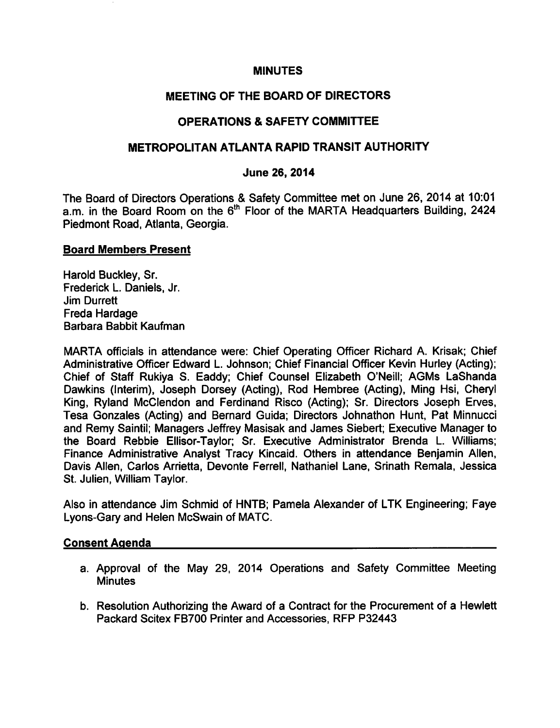# MINUTES

## MEETING OF THE BOARD OF DIRECTORS

## OPERATIONS & SAFETY COMMITTEE

## METROPOLITAN ATLANTA RAPID TRANSIT AUTHORITY

### June 26, 2014

The Board of Directors Operations & Safety Committee met on June 26, 2014 at 10:01 a.m. in the Board Room on the 6th Floor of the MARTA Headquarters Building, 2424 Piedmont Road, Atlanta, Georgia.

**Board Members Present**

Harold Buckley, Sr.
Frederick L. Daniels, Jr.
Jim Durrett
Freda Hardage
Barbara Babbit Kaufman

MARTA officials in attendance were: Chief Operating Officer Richard A. Krisak; Chief Administrative Officer Edward L. Johnson; Chief Financial Officer Kevin Hurley (Acting); Chief of Staff Rukiya S. Eaddy; Chief Counsel Elizabeth O'Neill; AGMs LaShanda Dawkins (Interim), Joseph Dorsey (Acting), Rod Hembree (Acting), Ming Hsi, Cheryl King, Ryland McClendon and Ferdinand Risco (Acting); Sr. Directors Joseph Erves, Tesa Gonzales (Acting) and Bernard Guida; Directors Johnathon Hunt, Pat Minnucci and Remy Saintil; Managers Jeffrey Masisak and James Siebert; Executive Manager to the Board Rebbie Ellisor-Taylor; Sr. Executive Administrator Brenda L. Williams; Finance Administrative Analyst Tracy Kincaid. Others in attendance Benjamin Allen, Davis Allen, Carlos Arrietta, Devonte Ferrell, Nathaniel Lane, Srinath Remala, Jessica St. Julien, William Taylor.

Also in attendance Jim Schmid of HNTB; Pamela Alexander of LTK Engineering; Faye Lyons-Gary and Helen McSwain of MATC.

**Consent Agenda**

a. Approval of the May 29, 2014 Operations and Safety Committee Meeting Minutes

b. Resolution Authorizing the Award of a Contract for the Procurement of a Hewlett Packard Scitex FB700 Printer and Accessories, RFP P32443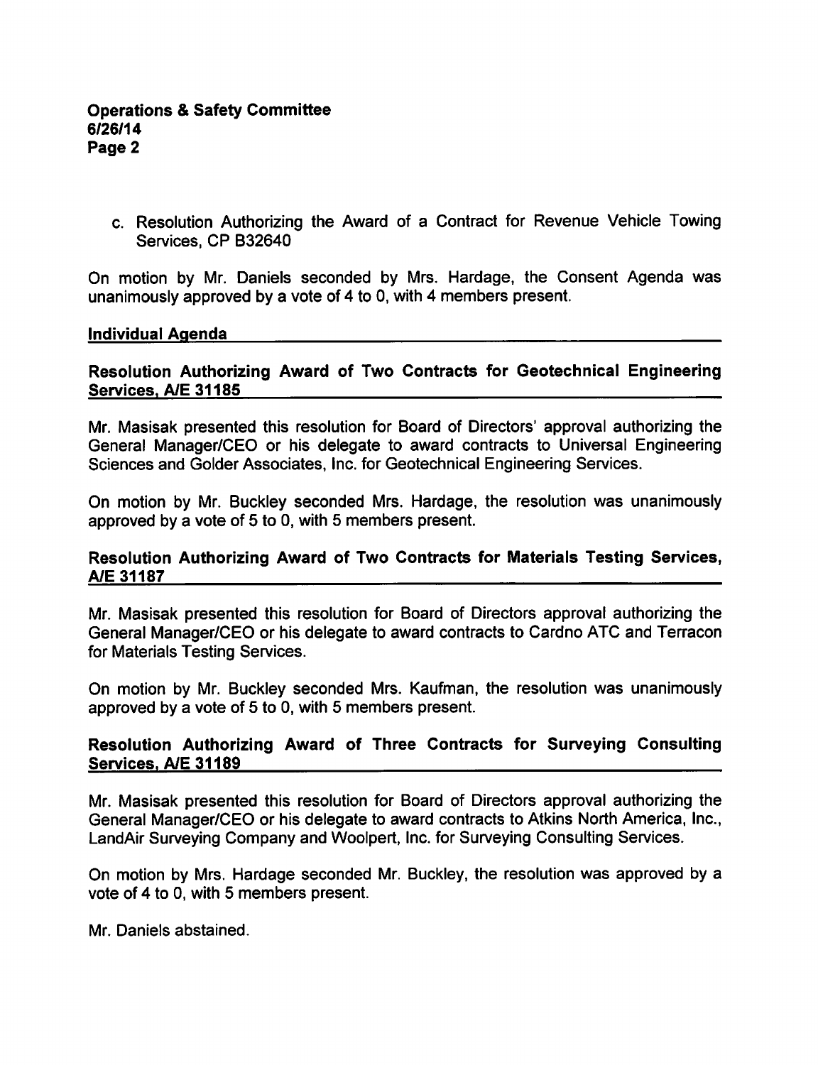c. Resolution Authorizing the Award of a Contract for Revenue Vehicle Towing Services, CP B32640

On motion by Mr. Daniels seconded by Mrs. Hardage, the Consent Agenda was unanimously approved by a vote of 4 to 0, with 4 members present.

## Individual Agenda

### Resolution Authorizing Award of Two Contracts for Geotechnical Engineering Services, A/E 31185

Mr. Masisak presented this resolution for Board of Directors' approval authorizing the General Manager/CEO or his delegate to award contracts to Universal Engineering Sciences and Golder Associates, Inc. for Geotechnical Engineering Services.

On motion by Mr. Buckley seconded Mrs. Hardage, the resolution was unanimously approved by a vote of 5 to 0, with 5 members present.

### Resolution Authorizing Award of Two Contracts for Materials Testing Services, A/E 31187

Mr. Masisak presented this resolution for Board of Directors approval authorizing the General Manager/CEO or his delegate to award contracts to Cardno ATC and Terracon for Materials Testing Services.

On motion by Mr. Buckley seconded Mrs. Kaufman, the resolution was unanimously approved by a vote of 5 to 0, with 5 members present.

### Resolution Authorizing Award of Three Contracts for Surveying Consulting Services, A/E 31189

Mr. Masisak presented this resolution for Board of Directors approval authorizing the General Manager/CEO or his delegate to award contracts to Atkins North America, Inc., LandAir Surveying Company and Woolpert, Inc. for Surveying Consulting Services.

On motion by Mrs. Hardage seconded Mr. Buckley, the resolution was approved by a vote of 4 to 0, with 5 members present.

Mr. Daniels abstained.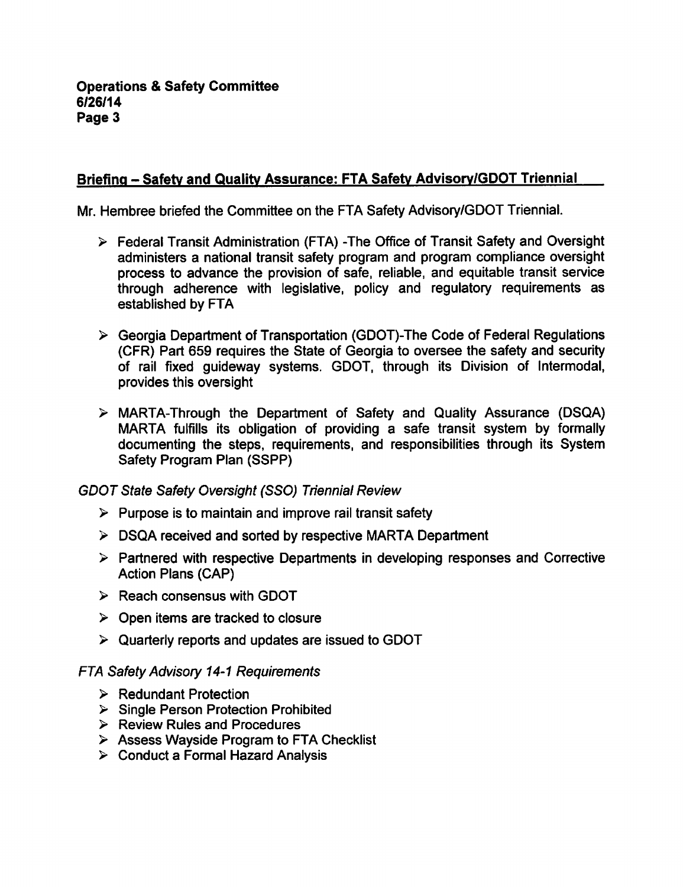## Briefing – Safety and Quality Assurance: FTA Safety Advisory/GDOT Triennial

Mr. Hembree briefed the Committee on the FTA Safety Advisory/GDOT Triennial.

- Federal Transit Administration (FTA) -The Office of Transit Safety and Oversight administers a national transit safety program and program compliance oversight process to advance the provision of safe, reliable, and equitable transit service through adherence with legislative, policy and regulatory requirements as established by FTA
- Georgia Department of Transportation (GDOT)-The Code of Federal Regulations (CFR) Part 659 requires the State of Georgia to oversee the safety and security of rail fixed guideway systems. GDOT, through its Division of Intermodal, provides this oversight
- MARTA-Through the Department of Safety and Quality Assurance (DSQA) MARTA fulfills its obligation of providing a safe transit system by formally documenting the steps, requirements, and responsibilities through its System Safety Program Plan (SSPP)

*GDOT State Safety Oversight (SSO) Triennial Review*

- Purpose is to maintain and improve rail transit safety
- DSQA received and sorted by respective MARTA Department
- Partnered with respective Departments in developing responses and Corrective Action Plans (CAP)
- Reach consensus with GDOT
- Open items are tracked to closure
- Quarterly reports and updates are issued to GDOT

*FTA Safety Advisory 14-1 Requirements*

- Redundant Protection
- Single Person Protection Prohibited
- Review Rules and Procedures
- Assess Wayside Program to FTA Checklist
- Conduct a Formal Hazard Analysis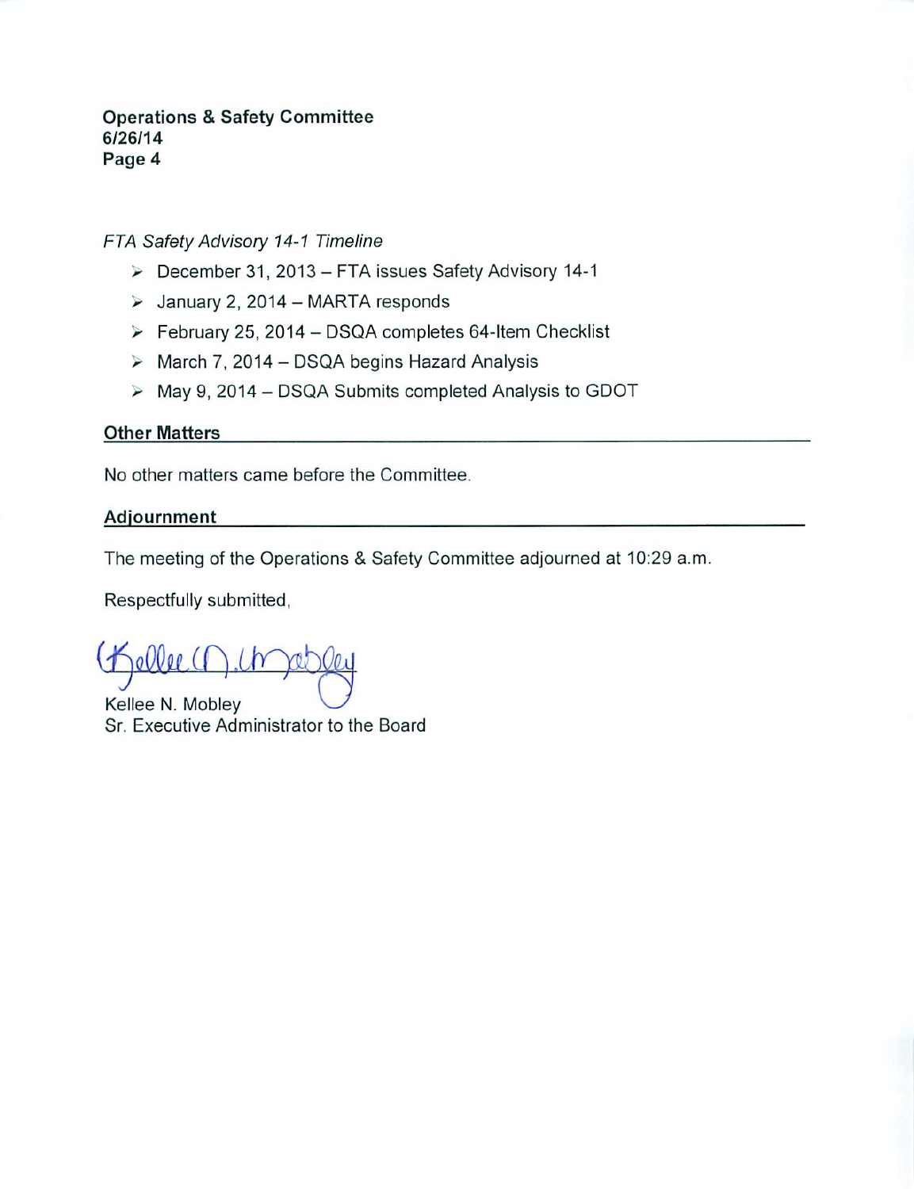*FTA Safety Advisory 14-1 Timeline*

- December 31, 2013 – FTA issues Safety Advisory 14-1
- January 2, 2014 – MARTA responds
- February 25, 2014 – DSQA completes 64-Item Checklist
- March 7, 2014 – DSQA begins Hazard Analysis
- May 9, 2014 – DSQA Submits completed Analysis to GDOT

## Other Matters

No other matters came before the Committee.

## Adjournment

The meeting of the Operations & Safety Committee adjourned at 10:29 a.m.

Respectfully submitted,

Kellee N. Mobley
Sr. Executive Administrator to the Board